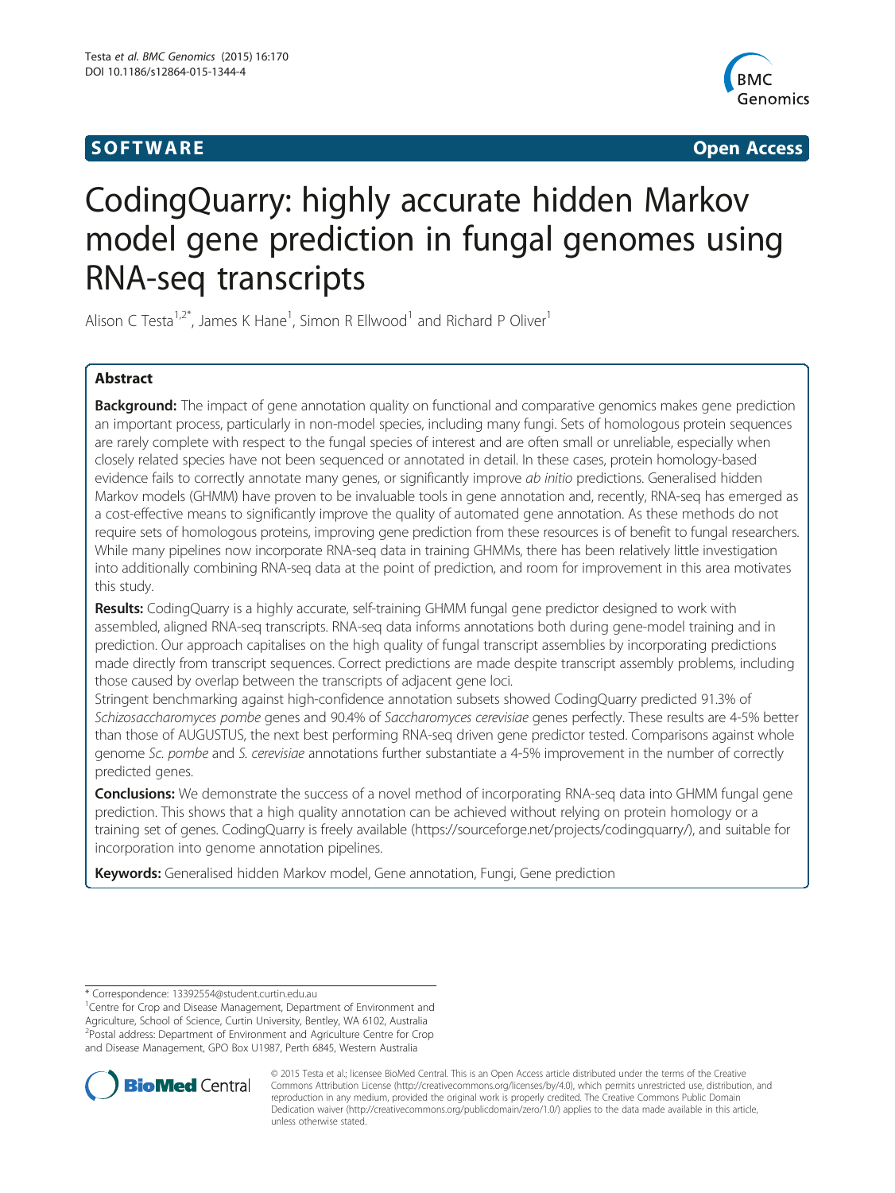**SOFTWARE** **Open Access**

# CodingQuarry: highly accurate hidden Markov model gene prediction in fungal genomes using RNA-seq transcripts

Alison C Testa[1,2*], James K Hane[1], Simon R Ellwood[1] and Richard P Oliver[1]

## Abstract

**Background:** The impact of gene annotation quality on functional and comparative genomics makes gene prediction an important process, particularly in non-model species, including many fungi. Sets of homologous protein sequences are rarely complete with respect to the fungal species of interest and are often small or unreliable, especially when closely related species have not been sequenced or annotated in detail. In these cases, protein homology-based evidence fails to correctly annotate many genes, or significantly improve *ab initio* predictions. Generalised hidden Markov models (GHMM) have proven to be invaluable tools in gene annotation and, recently, RNA-seq has emerged as a cost-effective means to significantly improve the quality of automated gene annotation. As these methods do not require sets of homologous proteins, improving gene prediction from these resources is of benefit to fungal researchers. While many pipelines now incorporate RNA-seq data in training GHMMs, there has been relatively little investigation into additionally combining RNA-seq data at the point of prediction, and room for improvement in this area motivates this study.

**Results:** CodingQuarry is a highly accurate, self-training GHMM fungal gene predictor designed to work with assembled, aligned RNA-seq transcripts. RNA-seq data informs annotations both during gene-model training and in prediction. Our approach capitalises on the high quality of fungal transcript assemblies by incorporating predictions made directly from transcript sequences. Correct predictions are made despite transcript assembly problems, including those caused by overlap between the transcripts of adjacent gene loci.

Stringent benchmarking against high-confidence annotation subsets showed CodingQuarry predicted 91.3% of *Schizosaccharomyces pombe* genes and 90.4% of *Saccharomyces cerevisiae* genes perfectly. These results are 4-5% better than those of AUGUSTUS, the next best performing RNA-seq driven gene predictor tested. Comparisons against whole genome *Sc. pombe* and *S. cerevisiae* annotations further substantiate a 4-5% improvement in the number of correctly predicted genes.

**Conclusions:** We demonstrate the success of a novel method of incorporating RNA-seq data into GHMM fungal gene prediction. This shows that a high quality annotation can be achieved without relying on protein homology or a training set of genes. CodingQuarry is freely available (https://sourceforge.net/projects/codingquarry/), and suitable for incorporation into genome annotation pipelines.

**Keywords:** Generalised hidden Markov model, Gene annotation, Fungi, Gene prediction

\* Correspondence: 13392554@student.curtin.edu.au
[1]Centre for Crop and Disease Management, Department of Environment and Agriculture, School of Science, Curtin University, Bentley, WA 6102, Australia
[2]Postal address: Department of Environment and Agriculture Centre for Crop and Disease Management, GPO Box U1987, Perth 6845, Western Australia

© 2015 Testa et al.; licensee BioMed Central. This is an Open Access article distributed under the terms of the Creative Commons Attribution License (http://creativecommons.org/licenses/by/4.0), which permits unrestricted use, distribution, and reproduction in any medium, provided the original work is properly credited. The Creative Commons Public Domain Dedication waiver (http://creativecommons.org/publicdomain/zero/1.0/) applies to the data made available in this article, unless otherwise stated.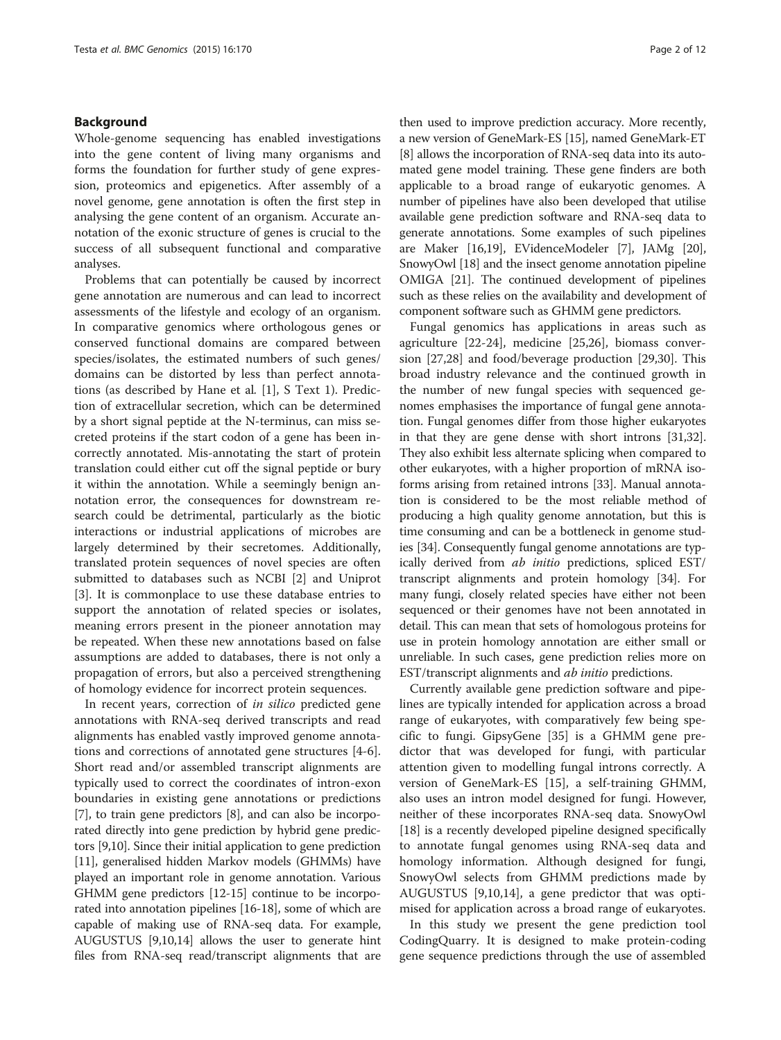## Background

Whole-genome sequencing has enabled investigations into the gene content of living many organisms and forms the foundation for further study of gene expression, proteomics and epigenetics. After assembly of a novel genome, gene annotation is often the first step in analysing the gene content of an organism. Accurate annotation of the exonic structure of genes is crucial to the success of all subsequent functional and comparative analyses.

Problems that can potentially be caused by incorrect gene annotation are numerous and can lead to incorrect assessments of the lifestyle and ecology of an organism. In comparative genomics where orthologous genes or conserved functional domains are compared between species/isolates, the estimated numbers of such genes/domains can be distorted by less than perfect annotations (as described by Hane et al. [1], S Text 1). Prediction of extracellular secretion, which can be determined by a short signal peptide at the N-terminus, can miss secreted proteins if the start codon of a gene has been incorrectly annotated. Mis-annotating the start of protein translation could either cut off the signal peptide or bury it within the annotation. While a seemingly benign annotation error, the consequences for downstream research could be detrimental, particularly as the biotic interactions or industrial applications of microbes are largely determined by their secretomes. Additionally, translated protein sequences of novel species are often submitted to databases such as NCBI [2] and Uniprot [3]. It is commonplace to use these database entries to support the annotation of related species or isolates, meaning errors present in the pioneer annotation may be repeated. When these new annotations based on false assumptions are added to databases, there is not only a propagation of errors, but also a perceived strengthening of homology evidence for incorrect protein sequences.

In recent years, correction of *in silico* predicted gene annotations with RNA-seq derived transcripts and read alignments has enabled vastly improved genome annotations and corrections of annotated gene structures [4-6]. Short read and/or assembled transcript alignments are typically used to correct the coordinates of intron-exon boundaries in existing gene annotations or predictions [7], to train gene predictors [8], and can also be incorporated directly into gene prediction by hybrid gene predictors [9,10]. Since their initial application to gene prediction [11], generalised hidden Markov models (GHMMs) have played an important role in genome annotation. Various GHMM gene predictors [12-15] continue to be incorporated into annotation pipelines [16-18], some of which are capable of making use of RNA-seq data. For example, AUGUSTUS [9,10,14] allows the user to generate hint files from RNA-seq read/transcript alignments that are then used to improve prediction accuracy. More recently, a new version of GeneMark-ES [15], named GeneMark-ET [8] allows the incorporation of RNA-seq data into its automated gene model training. These gene finders are both applicable to a broad range of eukaryotic genomes. A number of pipelines have also been developed that utilise available gene prediction software and RNA-seq data to generate annotations. Some examples of such pipelines are Maker [16,19], EVidenceModeler [7], JAMg [20], SnowyOwl [18] and the insect genome annotation pipeline OMIGA [21]. The continued development of pipelines such as these relies on the availability and development of component software such as GHMM gene predictors.

Fungal genomics has applications in areas such as agriculture [22-24], medicine [25,26], biomass conversion [27,28] and food/beverage production [29,30]. This broad industry relevance and the continued growth in the number of new fungal species with sequenced genomes emphasises the importance of fungal gene annotation. Fungal genomes differ from those higher eukaryotes in that they are gene dense with short introns [31,32]. They also exhibit less alternate splicing when compared to other eukaryotes, with a higher proportion of mRNA isoforms arising from retained introns [33]. Manual annotation is considered to be the most reliable method of producing a high quality genome annotation, but this is time consuming and can be a bottleneck in genome studies [34]. Consequently fungal genome annotations are typically derived from *ab initio* predictions, spliced EST/transcript alignments and protein homology [34]. For many fungi, closely related species have either not been sequenced or their genomes have not been annotated in detail. This can mean that sets of homologous proteins for use in protein homology annotation are either small or unreliable. In such cases, gene prediction relies more on EST/transcript alignments and *ab initio* predictions.

Currently available gene prediction software and pipelines are typically intended for application across a broad range of eukaryotes, with comparatively few being specific to fungi. GipsyGene [35] is a GHMM gene predictor that was developed for fungi, with particular attention given to modelling fungal introns correctly. A version of GeneMark-ES [15], a self-training GHMM, also uses an intron model designed for fungi. However, neither of these incorporates RNA-seq data. SnowyOwl [18] is a recently developed pipeline designed specifically to annotate fungal genomes using RNA-seq data and homology information. Although designed for fungi, SnowyOwl selects from GHMM predictions made by AUGUSTUS [9,10,14], a gene predictor that was optimised for application across a broad range of eukaryotes.

In this study we present the gene prediction tool CodingQuarry. It is designed to make protein-coding gene sequence predictions through the use of assembled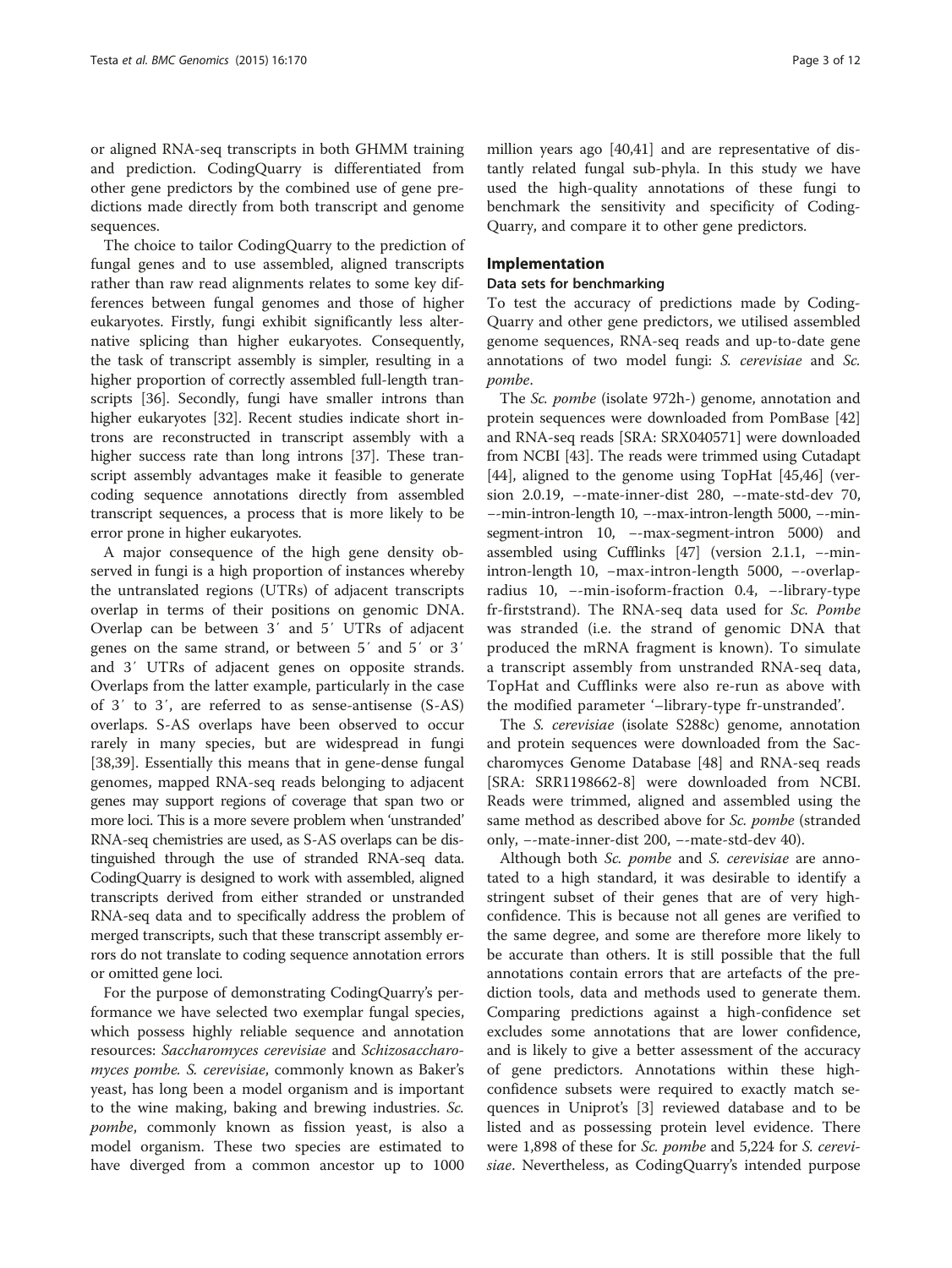or aligned RNA-seq transcripts in both GHMM training and prediction. CodingQuarry is differentiated from other gene predictors by the combined use of gene predictions made directly from both transcript and genome sequences.

The choice to tailor CodingQuarry to the prediction of fungal genes and to use assembled, aligned transcripts rather than raw read alignments relates to some key differences between fungal genomes and those of higher eukaryotes. Firstly, fungi exhibit significantly less alternative splicing than higher eukaryotes. Consequently, the task of transcript assembly is simpler, resulting in a higher proportion of correctly assembled full-length transcripts [36]. Secondly, fungi have smaller introns than higher eukaryotes [32]. Recent studies indicate short introns are reconstructed in transcript assembly with a higher success rate than long introns [37]. These transcript assembly advantages make it feasible to generate coding sequence annotations directly from assembled transcript sequences, a process that is more likely to be error prone in higher eukaryotes.

A major consequence of the high gene density observed in fungi is a high proportion of instances whereby the untranslated regions (UTRs) of adjacent transcripts overlap in terms of their positions on genomic DNA. Overlap can be between 3′ and 5′ UTRs of adjacent genes on the same strand, or between 5′ and 5′ or 3′ and 3′ UTRs of adjacent genes on opposite strands. Overlaps from the latter example, particularly in the case of 3′ to 3′, are referred to as sense-antisense (S-AS) overlaps. S-AS overlaps have been observed to occur rarely in many species, but are widespread in fungi [38,39]. Essentially this means that in gene-dense fungal genomes, mapped RNA-seq reads belonging to adjacent genes may support regions of coverage that span two or more loci. This is a more severe problem when 'unstranded' RNA-seq chemistries are used, as S-AS overlaps can be distinguished through the use of stranded RNA-seq data. CodingQuarry is designed to work with assembled, aligned transcripts derived from either stranded or unstranded RNA-seq data and to specifically address the problem of merged transcripts, such that these transcript assembly errors do not translate to coding sequence annotation errors or omitted gene loci.

For the purpose of demonstrating CodingQuarry's performance we have selected two exemplar fungal species, which possess highly reliable sequence and annotation resources: *Saccharomyces cerevisiae* and *Schizosaccharomyces pombe*. *S. cerevisiae*, commonly known as Baker's yeast, has long been a model organism and is important to the wine making, baking and brewing industries. *Sc. pombe*, commonly known as fission yeast, is also a model organism. These two species are estimated to have diverged from a common ancestor up to 1000 million years ago [40,41] and are representative of distantly related fungal sub-phyla. In this study we have used the high-quality annotations of these fungi to benchmark the sensitivity and specificity of CodingQuarry, and compare it to other gene predictors.

## Implementation

### Data sets for benchmarking

To test the accuracy of predictions made by CodingQuarry and other gene predictors, we utilised assembled genome sequences, RNA-seq reads and up-to-date gene annotations of two model fungi: *S. cerevisiae* and *Sc. pombe*.

The *Sc. pombe* (isolate 972h-) genome, annotation and protein sequences were downloaded from PomBase [42] and RNA-seq reads [SRA: SRX040571] were downloaded from NCBI [43]. The reads were trimmed using Cutadapt [44], aligned to the genome using TopHat [45,46] (version 2.0.19, −-mate-inner-dist 280, −-mate-std-dev 70, −-min-intron-length 10, −-max-intron-length 5000, −-min-segment-intron 10, −-max-segment-intron 5000) and assembled using Cufflinks [47] (version 2.1.1, −-min-intron-length 10, −max-intron-length 5000, −-overlap-radius 10, −-min-isoform-fraction 0.4, −-library-type fr-firststrand). The RNA-seq data used for *Sc. Pombe* was stranded (i.e. the strand of genomic DNA that produced the mRNA fragment is known). To simulate a transcript assembly from unstranded RNA-seq data, TopHat and Cufflinks were also re-run as above with the modified parameter '–library-type fr-unstranded'.

The *S. cerevisiae* (isolate S288c) genome, annotation and protein sequences were downloaded from the Saccharomyces Genome Database [48] and RNA-seq reads [SRA: SRR1198662-8] were downloaded from NCBI. Reads were trimmed, aligned and assembled using the same method as described above for *Sc. pombe* (stranded only, −-mate-inner-dist 200, −-mate-std-dev 40).

Although both *Sc. pombe* and *S. cerevisiae* are annotated to a high standard, it was desirable to identify a stringent subset of their genes that are of very high-confidence. This is because not all genes are verified to the same degree, and some are therefore more likely to be accurate than others. It is still possible that the full annotations contain errors that are artefacts of the prediction tools, data and methods used to generate them. Comparing predictions against a high-confidence set excludes some annotations that are lower confidence, and is likely to give a better assessment of the accuracy of gene predictors. Annotations within these high-confidence subsets were required to exactly match sequences in Uniprot's [3] reviewed database and to be listed and as possessing protein level evidence. There were 1,898 of these for *Sc. pombe* and 5,224 for *S. cerevisiae*. Nevertheless, as CodingQuarry's intended purpose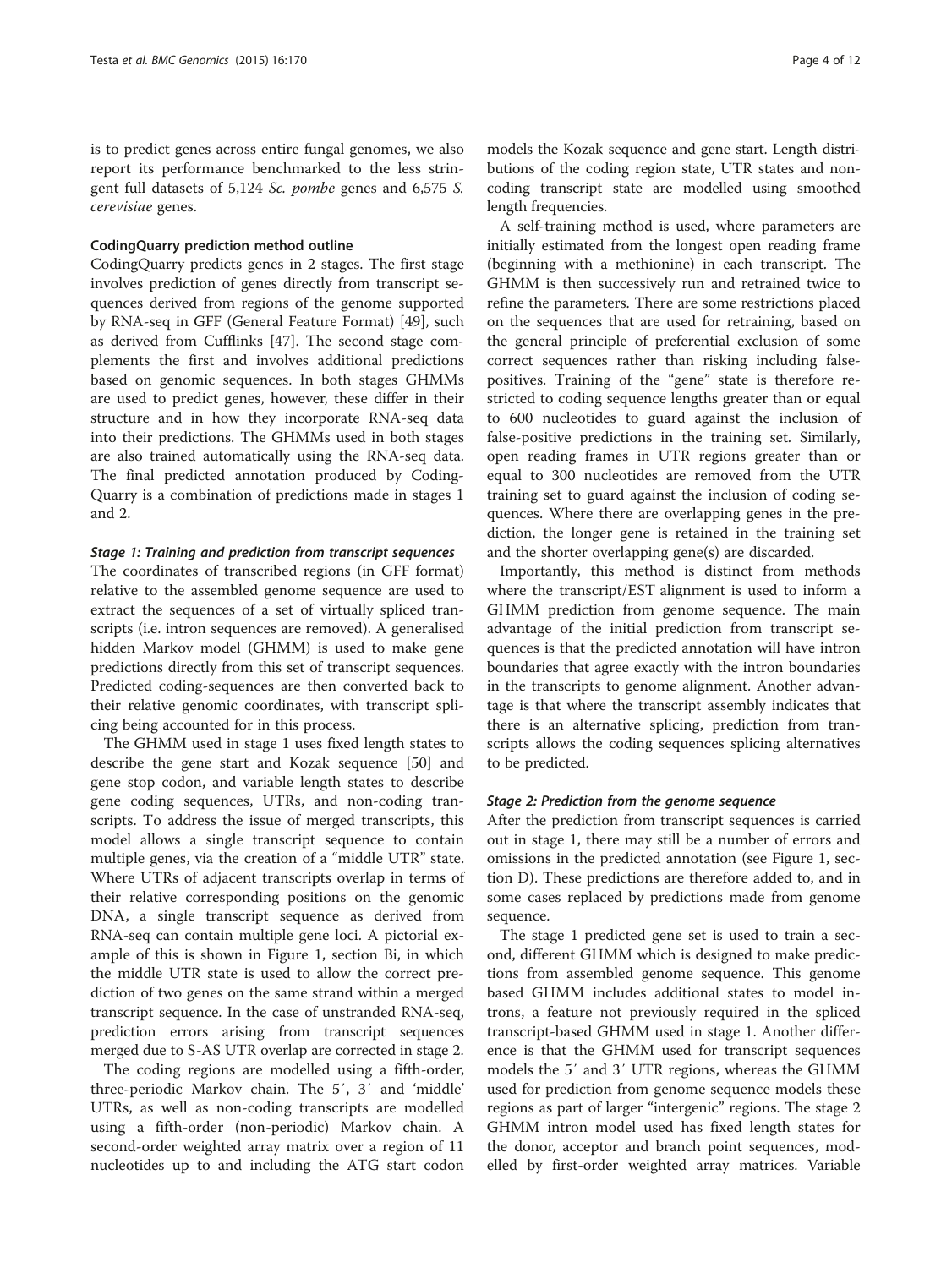is to predict genes across entire fungal genomes, we also report its performance benchmarked to the less stringent full datasets of 5,124 *Sc. pombe* genes and 6,575 *S. cerevisiae* genes.

### CodingQuarry prediction method outline

CodingQuarry predicts genes in 2 stages. The first stage involves prediction of genes directly from transcript sequences derived from regions of the genome supported by RNA-seq in GFF (General Feature Format) [49], such as derived from Cufflinks [47]. The second stage complements the first and involves additional predictions based on genomic sequences. In both stages GHMMs are used to predict genes, however, these differ in their structure and in how they incorporate RNA-seq data into their predictions. The GHMMs used in both stages are also trained automatically using the RNA-seq data. The final predicted annotation produced by CodingQuarry is a combination of predictions made in stages 1 and 2.

#### *Stage 1: Training and prediction from transcript sequences*

The coordinates of transcribed regions (in GFF format) relative to the assembled genome sequence are used to extract the sequences of a set of virtually spliced transcripts (i.e. intron sequences are removed). A generalised hidden Markov model (GHMM) is used to make gene predictions directly from this set of transcript sequences. Predicted coding-sequences are then converted back to their relative genomic coordinates, with transcript splicing being accounted for in this process.

The GHMM used in stage 1 uses fixed length states to describe the gene start and Kozak sequence [50] and gene stop codon, and variable length states to describe gene coding sequences, UTRs, and non-coding transcripts. To address the issue of merged transcripts, this model allows a single transcript sequence to contain multiple genes, via the creation of a "middle UTR" state. Where UTRs of adjacent transcripts overlap in terms of their relative corresponding positions on the genomic DNA, a single transcript sequence as derived from RNA-seq can contain multiple gene loci. A pictorial example of this is shown in Figure 1, section Bi, in which the middle UTR state is used to allow the correct prediction of two genes on the same strand within a merged transcript sequence. In the case of unstranded RNA-seq, prediction errors arising from transcript sequences merged due to S-AS UTR overlap are corrected in stage 2.

The coding regions are modelled using a fifth-order, three-periodic Markov chain. The 5′, 3′ and 'middle' UTRs, as well as non-coding transcripts are modelled using a fifth-order (non-periodic) Markov chain. A second-order weighted array matrix over a region of 11 nucleotides up to and including the ATG start codon models the Kozak sequence and gene start. Length distributions of the coding region state, UTR states and non-coding transcript state are modelled using smoothed length frequencies.

A self-training method is used, where parameters are initially estimated from the longest open reading frame (beginning with a methionine) in each transcript. The GHMM is then successively run and retrained twice to refine the parameters. There are some restrictions placed on the sequences that are used for retraining, based on the general principle of preferential exclusion of some correct sequences rather than risking including false-positives. Training of the "gene" state is therefore restricted to coding sequence lengths greater than or equal to 600 nucleotides to guard against the inclusion of false-positive predictions in the training set. Similarly, open reading frames in UTR regions greater than or equal to 300 nucleotides are removed from the UTR training set to guard against the inclusion of coding sequences. Where there are overlapping genes in the prediction, the longer gene is retained in the training set and the shorter overlapping gene(s) are discarded.

Importantly, this method is distinct from methods where the transcript/EST alignment is used to inform a GHMM prediction from genome sequence. The main advantage of the initial prediction from transcript sequences is that the predicted annotation will have intron boundaries that agree exactly with the intron boundaries in the transcripts to genome alignment. Another advantage is that where the transcript assembly indicates that there is an alternative splicing, prediction from transcripts allows the coding sequences splicing alternatives to be predicted.

#### *Stage 2: Prediction from the genome sequence*

After the prediction from transcript sequences is carried out in stage 1, there may still be a number of errors and omissions in the predicted annotation (see Figure 1, section D). These predictions are therefore added to, and in some cases replaced by predictions made from genome sequence.

The stage 1 predicted gene set is used to train a second, different GHMM which is designed to make predictions from assembled genome sequence. This genome based GHMM includes additional states to model introns, a feature not previously required in the spliced transcript-based GHMM used in stage 1. Another difference is that the GHMM used for transcript sequences models the 5′ and 3′ UTR regions, whereas the GHMM used for prediction from genome sequence models these regions as part of larger "intergenic" regions. The stage 2 GHMM intron model used has fixed length states for the donor, acceptor and branch point sequences, modelled by first-order weighted array matrices. Variable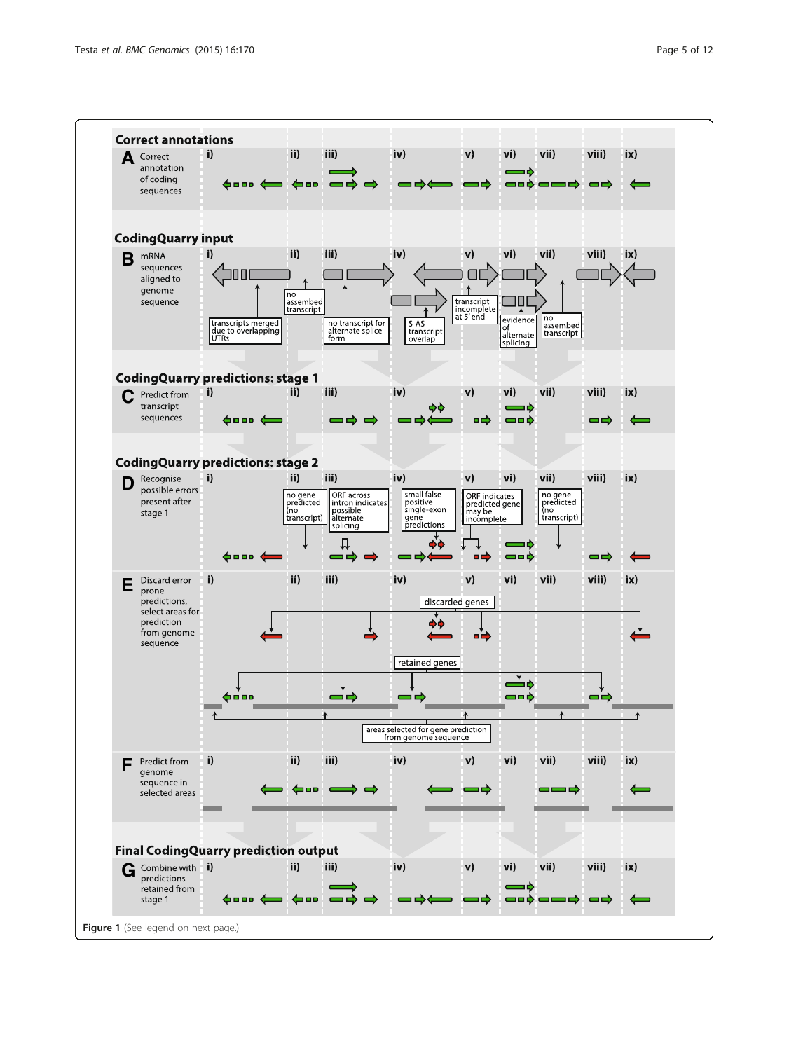## Correct annotations

**A** Correct annotation of coding sequences

i) ii) iii) iv) v) vi) vii) viii) ix)

## CodingQuarry input

**B** mRNA sequences aligned to genome sequence

i) ii) iii) iv) v) vi) vii) viii) ix)

transcripts merged due to overlapping UTRs

no assembed transcript

no transcript for alternate splice form

S-AS transcript overlap

transcript incomplete at 5' end

evidence of alternate splicing

no assembed transcript

## CodingQuarry predictions: stage 1

**C** Predict from transcript sequences

i) ii) iii) iv) v) vi) vii) viii) ix)

## CodingQuarry predictions: stage 2

**D** Recognise possible errors present after stage 1

i) ii) iii) iv) v) vi) vii) viii) ix)

no gene predicted (no transcript)

ORF across intron indicates possible alternate splicing

small false positive single-exon gene predictions

ORF indicates predicted gene may be incomplete

no gene predicted (no transcript)

**E** Discard error prone predictions, select areas for prediction from genome sequence

i) ii) iii) iv) v) vi) vii) viii) ix)

discarded genes

retained genes

areas selected for gene prediction from genome sequence

**F** Predict from genome sequence in selected areas

i) ii) iii) iv) v) vi) vii) viii) ix)

## Final CodingQuarry prediction output

**G** Combine with predictions retained from stage 1

i) ii) iii) iv) v) vi) vii) viii) ix)

**Figure 1** (See legend on next page.)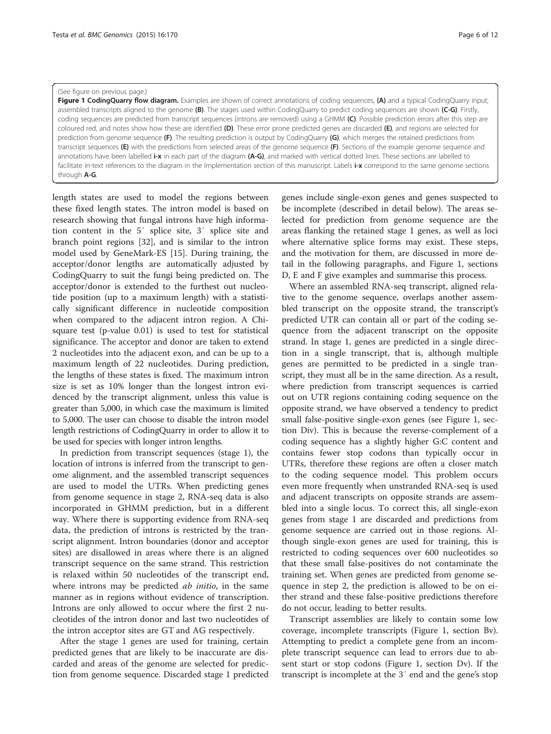(See figure on previous page.)

**Figure 1 CodingQuarry flow diagram.** Examples are shown of correct annotations of coding sequences, **(A)** and a typical CodingQuarry input; assembled transcripts aligned to the genome **(B)**. The stages used within CodingQuarry to predict coding sequences are shown **(C-G)**. Firstly, coding sequences are predicted from transcript sequences (introns are removed) using a GHMM **(C)**. Possible prediction errors after this step are coloured red, and notes show how these are identified **(D)**. These error prone predicted genes are discarded **(E)**, and regions are selected for prediction from genome sequence **(F)**. The resulting prediction is output by CodingQuarry **(G)**, which merges the retained predictions from transcript sequences **(E)** with the predictions from selected areas of the genome sequence **(F)**. Sections of the example genome sequence and annotations have been labelled **i-x** in each part of the diagram **(A-G)**, and marked with vertical dotted lines. These sections are labelled to facilitate in-text references to the diagram in the Implementation section of this manuscript. Labels **i-x** correspond to the same genome sections through **A-G**.

length states are used to model the regions between these fixed length states. The intron model is based on research showing that fungal introns have high information content in the 5′ splice site, 3′ splice site and branch point regions [32], and is similar to the intron model used by GeneMark-ES [15]. During training, the acceptor/donor lengths are automatically adjusted by CodingQuarry to suit the fungi being predicted on. The acceptor/donor is extended to the furthest out nucleotide position (up to a maximum length) with a statistically significant difference in nucleotide composition when compared to the adjacent intron region. A Chi-square test (p-value 0.01) is used to test for statistical significance. The acceptor and donor are taken to extend 2 nucleotides into the adjacent exon, and can be up to a maximum length of 22 nucleotides. During prediction, the lengths of these states is fixed. The maximum intron size is set as 10% longer than the longest intron evidenced by the transcript alignment, unless this value is greater than 5,000, in which case the maximum is limited to 5,000. The user can choose to disable the intron model length restrictions of CodingQuarry in order to allow it to be used for species with longer intron lengths.

In prediction from transcript sequences (stage 1), the location of introns is inferred from the transcript to genome alignment, and the assembled transcript sequences are used to model the UTRs. When predicting genes from genome sequence in stage 2, RNA-seq data is also incorporated in GHMM prediction, but in a different way. Where there is supporting evidence from RNA-seq data, the prediction of introns is restricted by the transcript alignment. Intron boundaries (donor and acceptor sites) are disallowed in areas where there is an aligned transcript sequence on the same strand. This restriction is relaxed within 50 nucleotides of the transcript end, where introns may be predicted *ab initio*, in the same manner as in regions without evidence of transcription. Introns are only allowed to occur where the first 2 nucleotides of the intron donor and last two nucleotides of the intron acceptor sites are GT and AG respectively.

After the stage 1 genes are used for training, certain predicted genes that are likely to be inaccurate are discarded and areas of the genome are selected for prediction from genome sequence. Discarded stage 1 predicted genes include single-exon genes and genes suspected to be incomplete (described in detail below). The areas selected for prediction from genome sequence are the areas flanking the retained stage 1 genes, as well as loci where alternative splice forms may exist. These steps, and the motivation for them, are discussed in more detail in the following paragraphs, and Figure 1, sections D, E and F give examples and summarise this process.

Where an assembled RNA-seq transcript, aligned relative to the genome sequence, overlaps another assembled transcript on the opposite strand, the transcript's predicted UTR can contain all or part of the coding sequence from the adjacent transcript on the opposite strand. In stage 1, genes are predicted in a single direction in a single transcript, that is, although multiple genes are permitted to be predicted in a single transcript, they must all be in the same direction. As a result, where prediction from transcript sequences is carried out on UTR regions containing coding sequence on the opposite strand, we have observed a tendency to predict small false-positive single-exon genes (see Figure 1, section Div). This is because the reverse-complement of a coding sequence has a slightly higher G:C content and contains fewer stop codons than typically occur in UTRs, therefore these regions are often a closer match to the coding sequence model. This problem occurs even more frequently when unstranded RNA-seq is used and adjacent transcripts on opposite strands are assembled into a single locus. To correct this, all single-exon genes from stage 1 are discarded and predictions from genome sequence are carried out in those regions. Although single-exon genes are used for training, this is restricted to coding sequences over 600 nucleotides so that these small false-positives do not contaminate the training set. When genes are predicted from genome sequence in step 2, the prediction is allowed to be on either strand and these false-positive predictions therefore do not occur, leading to better results.

Transcript assemblies are likely to contain some low coverage, incomplete transcripts (Figure 1, section Bv). Attempting to predict a complete gene from an incomplete transcript sequence can lead to errors due to absent start or stop codons (Figure 1, section Dv). If the transcript is incomplete at the 3′ end and the gene's stop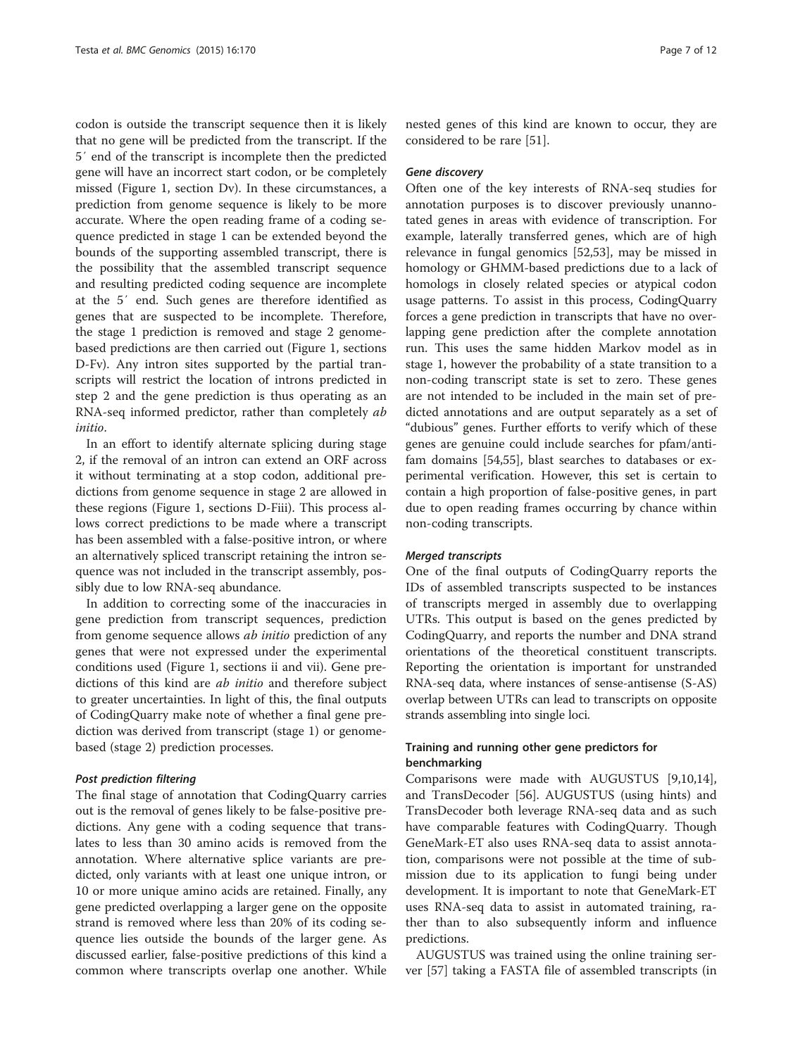codon is outside the transcript sequence then it is likely that no gene will be predicted from the transcript. If the 5′ end of the transcript is incomplete then the predicted gene will have an incorrect start codon, or be completely missed (Figure 1, section Dv). In these circumstances, a prediction from genome sequence is likely to be more accurate. Where the open reading frame of a coding sequence predicted in stage 1 can be extended beyond the bounds of the supporting assembled transcript, there is the possibility that the assembled transcript sequence and resulting predicted coding sequence are incomplete at the 5′ end. Such genes are therefore identified as genes that are suspected to be incomplete. Therefore, the stage 1 prediction is removed and stage 2 genome-based predictions are then carried out (Figure 1, sections D-Fv). Any intron sites supported by the partial transcripts will restrict the location of introns predicted in step 2 and the gene prediction is thus operating as an RNA-seq informed predictor, rather than completely *ab initio*.

In an effort to identify alternate splicing during stage 2, if the removal of an intron can extend an ORF across it without terminating at a stop codon, additional predictions from genome sequence in stage 2 are allowed in these regions (Figure 1, sections D-Fiii). This process allows correct predictions to be made where a transcript has been assembled with a false-positive intron, or where an alternatively spliced transcript retaining the intron sequence was not included in the transcript assembly, possibly due to low RNA-seq abundance.

In addition to correcting some of the inaccuracies in gene prediction from transcript sequences, prediction from genome sequence allows *ab initio* prediction of any genes that were not expressed under the experimental conditions used (Figure 1, sections ii and vii). Gene predictions of this kind are *ab initio* and therefore subject to greater uncertainties. In light of this, the final outputs of CodingQuarry make note of whether a final gene prediction was derived from transcript (stage 1) or genome-based (stage 2) prediction processes.

#### Post prediction filtering

The final stage of annotation that CodingQuarry carries out is the removal of genes likely to be false-positive predictions. Any gene with a coding sequence that translates to less than 30 amino acids is removed from the annotation. Where alternative splice variants are predicted, only variants with at least one unique intron, or 10 or more unique amino acids are retained. Finally, any gene predicted overlapping a larger gene on the opposite strand is removed where less than 20% of its coding sequence lies outside the bounds of the larger gene. As discussed earlier, false-positive predictions of this kind a common where transcripts overlap one another. While nested genes of this kind are known to occur, they are considered to be rare [51].

#### Gene discovery

Often one of the key interests of RNA-seq studies for annotation purposes is to discover previously unannotated genes in areas with evidence of transcription. For example, laterally transferred genes, which are of high relevance in fungal genomics [52,53], may be missed in homology or GHMM-based predictions due to a lack of homologs in closely related species or atypical codon usage patterns. To assist in this process, CodingQuarry forces a gene prediction in transcripts that have no overlapping gene prediction after the complete annotation run. This uses the same hidden Markov model as in stage 1, however the probability of a state transition to a non-coding transcript state is set to zero. These genes are not intended to be included in the main set of predicted annotations and are output separately as a set of "dubious" genes. Further efforts to verify which of these genes are genuine could include searches for pfam/antifam domains [54,55], blast searches to databases or experimental verification. However, this set is certain to contain a high proportion of false-positive genes, in part due to open reading frames occurring by chance within non-coding transcripts.

#### Merged transcripts

One of the final outputs of CodingQuarry reports the IDs of assembled transcripts suspected to be instances of transcripts merged in assembly due to overlapping UTRs. This output is based on the genes predicted by CodingQuarry, and reports the number and DNA strand orientations of the theoretical constituent transcripts. Reporting the orientation is important for unstranded RNA-seq data, where instances of sense-antisense (S-AS) overlap between UTRs can lead to transcripts on opposite strands assembling into single loci.

### Training and running other gene predictors for benchmarking

Comparisons were made with AUGUSTUS [9,10,14], and TransDecoder [56]. AUGUSTUS (using hints) and TransDecoder both leverage RNA-seq data and as such have comparable features with CodingQuarry. Though GeneMark-ET also uses RNA-seq data to assist annotation, comparisons were not possible at the time of submission due to its application to fungi being under development. It is important to note that GeneMark-ET uses RNA-seq data to assist in automated training, rather than to also subsequently inform and influence predictions.

AUGUSTUS was trained using the online training server [57] taking a FASTA file of assembled transcripts (in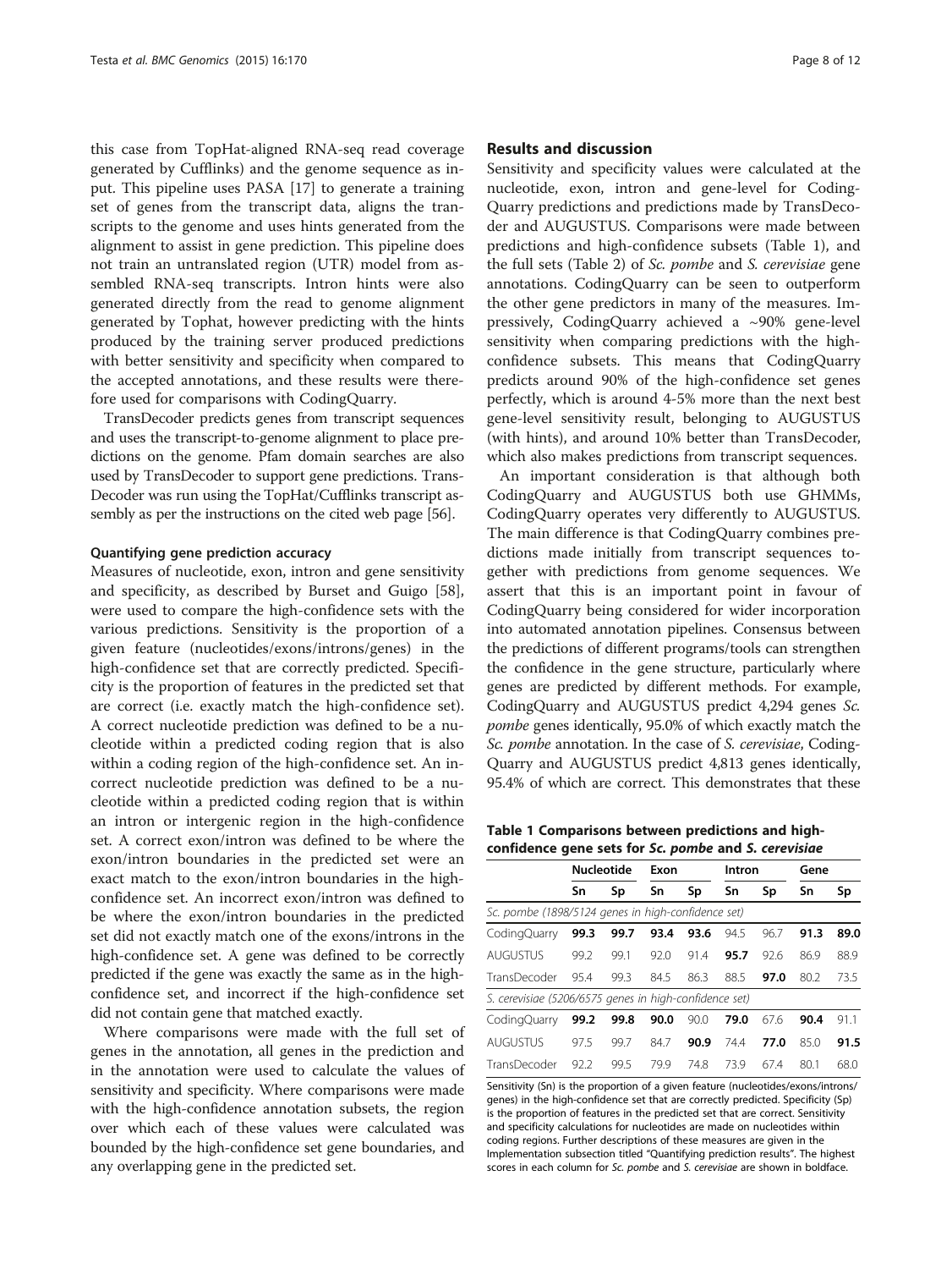this case from TopHat-aligned RNA-seq read coverage generated by Cufflinks) and the genome sequence as input. This pipeline uses PASA [17] to generate a training set of genes from the transcript data, aligns the transcripts to the genome and uses hints generated from the alignment to assist in gene prediction. This pipeline does not train an untranslated region (UTR) model from assembled RNA-seq transcripts. Intron hints were also generated directly from the read to genome alignment generated by Tophat, however predicting with the hints produced by the training server produced predictions with better sensitivity and specificity when compared to the accepted annotations, and these results were therefore used for comparisons with CodingQuarry.

TransDecoder predicts genes from transcript sequences and uses the transcript-to-genome alignment to place predictions on the genome. Pfam domain searches are also used by TransDecoder to support gene predictions. TransDecoder was run using the TopHat/Cufflinks transcript assembly as per the instructions on the cited web page [56].

#### Quantifying gene prediction accuracy

Measures of nucleotide, exon, intron and gene sensitivity and specificity, as described by Burset and Guigo [58], were used to compare the high-confidence sets with the various predictions. Sensitivity is the proportion of a given feature (nucleotides/exons/introns/genes) in the high-confidence set that are correctly predicted. Specificity is the proportion of features in the predicted set that are correct (i.e. exactly match the high-confidence set). A correct nucleotide prediction was defined to be a nucleotide within a predicted coding region that is also within a coding region of the high-confidence set. An incorrect nucleotide prediction was defined to be a nucleotide within a predicted coding region that is within an intron or intergenic region in the high-confidence set. A correct exon/intron was defined to be where the exon/intron boundaries in the predicted set were an exact match to the exon/intron boundaries in the high-confidence set. An incorrect exon/intron was defined to be where the exon/intron boundaries in the predicted set did not exactly match one of the exons/introns in the high-confidence set. A gene was defined to be correctly predicted if the gene was exactly the same as in the high-confidence set, and incorrect if the high-confidence set did not contain gene that matched exactly.

Where comparisons were made with the full set of genes in the annotation, all genes in the prediction and in the annotation were used to calculate the values of sensitivity and specificity. Where comparisons were made with the high-confidence annotation subsets, the region over which each of these values were calculated was bounded by the high-confidence set gene boundaries, and any overlapping gene in the predicted set.

## Results and discussion

Sensitivity and specificity values were calculated at the nucleotide, exon, intron and gene-level for CodingQuarry predictions and predictions made by TransDecoder and AUGUSTUS. Comparisons were made between predictions and high-confidence subsets (Table 1), and the full sets (Table 2) of *Sc. pombe* and *S. cerevisiae* gene annotations. CodingQuarry can be seen to outperform the other gene predictors in many of the measures. Impressively, CodingQuarry achieved a ~90% gene-level sensitivity when comparing predictions with the high-confidence subsets. This means that CodingQuarry predicts around 90% of the high-confidence set genes perfectly, which is around 4-5% more than the next best gene-level sensitivity result, belonging to AUGUSTUS (with hints), and around 10% better than TransDecoder, which also makes predictions from transcript sequences.

An important consideration is that although both CodingQuarry and AUGUSTUS both use GHMMs, CodingQuarry operates very differently to AUGUSTUS. The main difference is that CodingQuarry combines predictions made initially from transcript sequences together with predictions from genome sequences. We assert that this is an important point in favour of CodingQuarry being considered for wider incorporation into automated annotation pipelines. Consensus between the predictions of different programs/tools can strengthen the confidence in the gene structure, particularly where genes are predicted by different methods. For example, CodingQuarry and AUGUSTUS predict 4,294 genes *Sc. pombe* genes identically, 95.0% of which exactly match the *Sc. pombe* annotation. In the case of *S. cerevisiae*, CodingQuarry and AUGUSTUS predict 4,813 genes identically, 95.4% of which are correct. This demonstrates that these

**Table 1 Comparisons between predictions and high-confidence gene sets for *Sc. pombe* and *S. cerevisiae***

| | Nucleotide | | Exon | | Intron | | Gene | |
|---|---|---|---|---|---|---|---|---|
| | Sn | Sp | Sn | Sp | Sn | Sp | Sn | Sp |
| *Sc. pombe (1898/5124 genes in high-confidence set)* | | | | | | | | |
| CodingQuarry | **99.3** | **99.7** | **93.4** | **93.6** | 94.5 | 96.7 | **91.3** | **89.0** |
| AUGUSTUS | 99.2 | 99.1 | 92.0 | 91.4 | **95.7** | 92.6 | 86.9 | 88.9 |
| TransDecoder | 95.4 | 99.3 | 84.5 | 86.3 | 88.5 | **97.0** | 80.2 | 73.5 |
| *S. cerevisiae (5206/6575 genes in high-confidence set)* | | | | | | | | |
| CodingQuarry | **99.2** | **99.8** | **90.0** | 90.0 | **79.0** | 67.6 | **90.4** | 91.1 |
| AUGUSTUS | 97.5 | 99.7 | 84.7 | **90.9** | 74.4 | **77.0** | 85.0 | **91.5** |
| TransDecoder | 92.2 | 99.5 | 79.9 | 74.8 | 73.9 | 67.4 | 80.1 | 68.0 |

Sensitivity (Sn) is the proportion of a given feature (nucleotides/exons/introns/genes) in the high-confidence set that are correctly predicted. Specificity (Sp) is the proportion of features in the predicted set that are correct. Sensitivity and specificity calculations for nucleotides are made on nucleotides within coding regions. Further descriptions of these measures are given in the Implementation subsection titled "Quantifying prediction results". The highest scores in each column for *Sc. pombe* and *S. cerevisiae* are shown in boldface.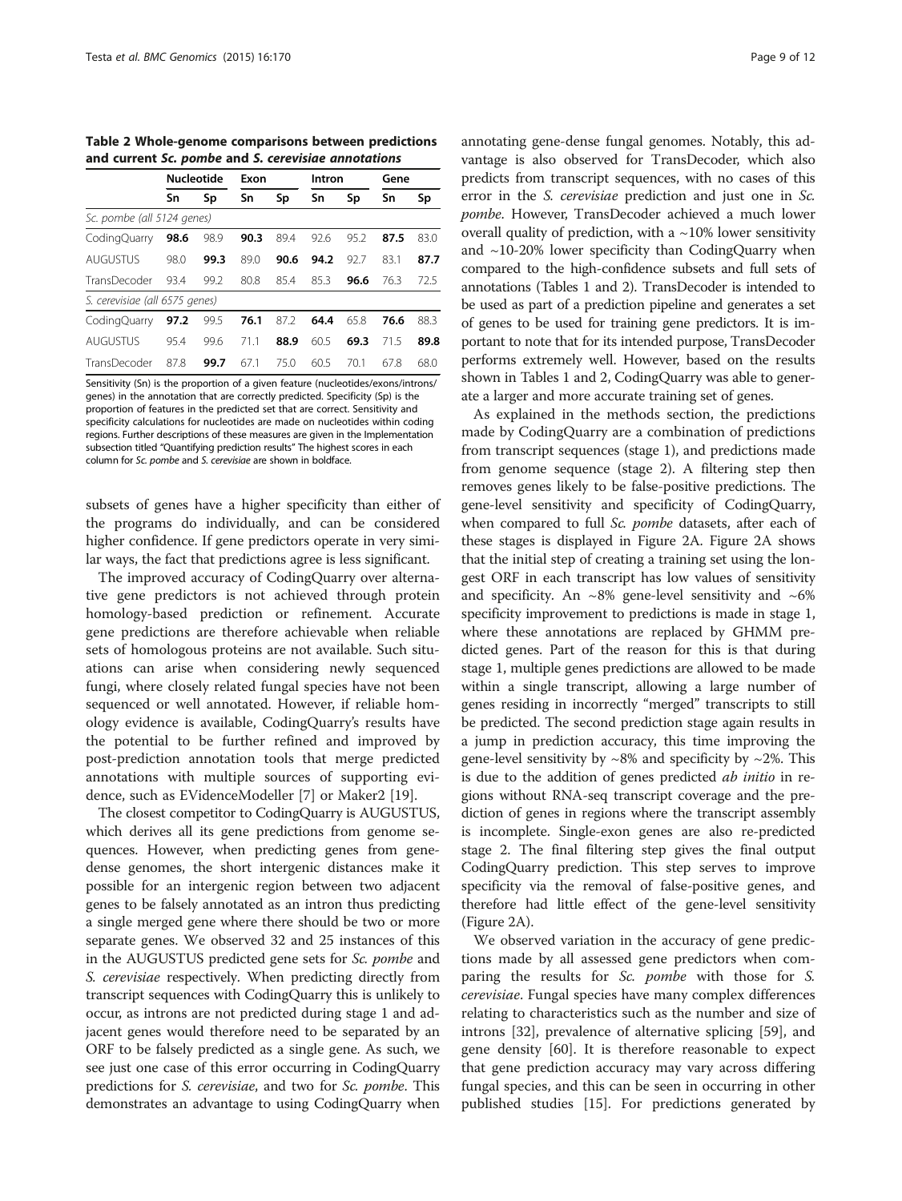**Table 2 Whole-genome comparisons between predictions and current *Sc. pombe* and *S. cerevisiae* annotations**

| | Nucleotide | | Exon | | Intron | | Gene | |
|---|---|---|---|---|---|---|---|---|
| | Sn | Sp | Sn | Sp | Sn | Sp | Sn | Sp |
| *Sc. pombe (all 5124 genes)* | | | | | | | | |
| CodingQuarry | **98.6** | 98.9 | **90.3** | 89.4 | 92.6 | 95.2 | **87.5** | 83.0 |
| AUGUSTUS | 98.0 | **99.3** | 89.0 | **90.6** | **94.2** | 92.7 | 83.1 | **87.7** |
| TransDecoder | 93.4 | 99.2 | 80.8 | 85.4 | 85.3 | **96.6** | 76.3 | 72.5 |
| *S. cerevisiae (all 6575 genes)* | | | | | | | | |
| CodingQuarry | **97.2** | 99.5 | **76.1** | 87.2 | **64.4** | 65.8 | **76.6** | 88.3 |
| AUGUSTUS | 95.4 | 99.6 | 71.1 | **88.9** | 60.5 | **69.3** | 71.5 | **89.8** |
| TransDecoder | 87.8 | **99.7** | 67.1 | 75.0 | 60.5 | 70.1 | 67.8 | 68.0 |

Sensitivity (Sn) is the proportion of a given feature (nucleotides/exons/introns/genes) in the annotation that are correctly predicted. Specificity (Sp) is the proportion of features in the predicted set that are correct. Sensitivity and specificity calculations for nucleotides are made on nucleotides within coding regions. Further descriptions of these measures are given in the Implementation subsection titled "Quantifying prediction results" The highest scores in each column for *Sc. pombe* and *S. cerevisiae* are shown in boldface.

subsets of genes have a higher specificity than either of the programs do individually, and can be considered higher confidence. If gene predictors operate in very similar ways, the fact that predictions agree is less significant.

The improved accuracy of CodingQuarry over alternative gene predictors is not achieved through protein homology-based prediction or refinement. Accurate gene predictions are therefore achievable when reliable sets of homologous proteins are not available. Such situations can arise when considering newly sequenced fungi, where closely related fungal species have not been sequenced or well annotated. However, if reliable homology evidence is available, CodingQuarry's results have the potential to be further refined and improved by post-prediction annotation tools that merge predicted annotations with multiple sources of supporting evidence, such as EVidenceModeller [7] or Maker2 [19].

The closest competitor to CodingQuarry is AUGUSTUS, which derives all its gene predictions from genome sequences. However, when predicting genes from gene-dense genomes, the short intergenic distances make it possible for an intergenic region between two adjacent genes to be falsely annotated as an intron thus predicting a single merged gene where there should be two or more separate genes. We observed 32 and 25 instances of this in the AUGUSTUS predicted gene sets for *Sc. pombe* and *S. cerevisiae* respectively. When predicting directly from transcript sequences with CodingQuarry this is unlikely to occur, as introns are not predicted during stage 1 and adjacent genes would therefore need to be separated by an ORF to be falsely predicted as a single gene. As such, we see just one case of this error occurring in CodingQuarry predictions for *S. cerevisiae*, and two for *Sc. pombe*. This demonstrates an advantage to using CodingQuarry when annotating gene-dense fungal genomes. Notably, this advantage is also observed for TransDecoder, which also predicts from transcript sequences, with no cases of this error in the *S. cerevisiae* prediction and just one in *Sc. pombe*. However, TransDecoder achieved a much lower overall quality of prediction, with a ~10% lower sensitivity and ~10-20% lower specificity than CodingQuarry when compared to the high-confidence subsets and full sets of annotations (Tables 1 and 2). TransDecoder is intended to be used as part of a prediction pipeline and generates a set of genes to be used for training gene predictors. It is important to note that for its intended purpose, TransDecoder performs extremely well. However, based on the results shown in Tables 1 and 2, CodingQuarry was able to generate a larger and more accurate training set of genes.

As explained in the methods section, the predictions made by CodingQuarry are a combination of predictions from transcript sequences (stage 1), and predictions made from genome sequence (stage 2). A filtering step then removes genes likely to be false-positive predictions. The gene-level sensitivity and specificity of CodingQuarry, when compared to full *Sc. pombe* datasets, after each of these stages is displayed in Figure 2A. Figure 2A shows that the initial step of creating a training set using the longest ORF in each transcript has low values of sensitivity and specificity. An ~8% gene-level sensitivity and ~6% specificity improvement to predictions is made in stage 1, where these annotations are replaced by GHMM predicted genes. Part of the reason for this is that during stage 1, multiple genes predictions are allowed to be made within a single transcript, allowing a large number of genes residing in incorrectly "merged" transcripts to still be predicted. The second prediction stage again results in a jump in prediction accuracy, this time improving the gene-level sensitivity by ~8% and specificity by ~2%. This is due to the addition of genes predicted *ab initio* in regions without RNA-seq transcript coverage and the prediction of genes in regions where the transcript assembly is incomplete. Single-exon genes are also re-predicted stage 2. The final filtering step gives the final output CodingQuarry prediction. This step serves to improve specificity via the removal of false-positive genes, and therefore had little effect of the gene-level sensitivity (Figure 2A).

We observed variation in the accuracy of gene predictions made by all assessed gene predictors when comparing the results for *Sc. pombe* with those for *S. cerevisiae*. Fungal species have many complex differences relating to characteristics such as the number and size of introns [32], prevalence of alternative splicing [59], and gene density [60]. It is therefore reasonable to expect that gene prediction accuracy may vary across differing fungal species, and this can be seen in occurring in other published studies [15]. For predictions generated by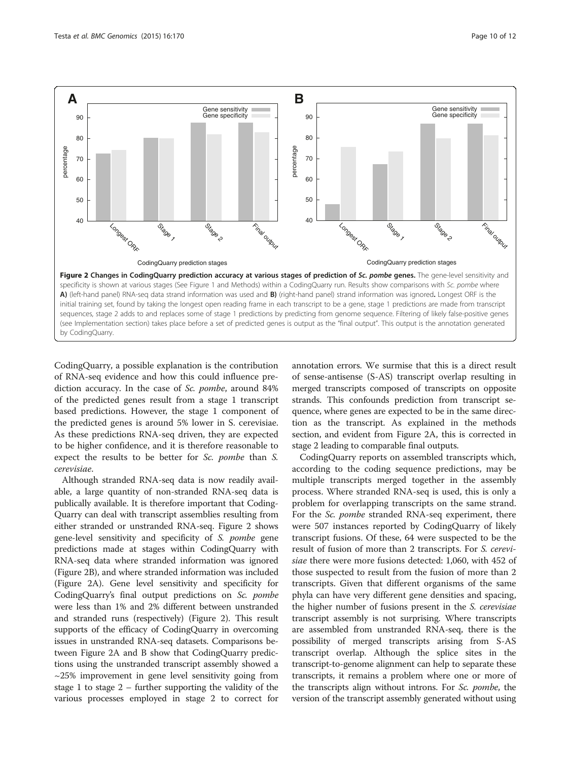**Figure 2 Changes in CodingQuarry prediction accuracy at various stages of prediction of *Sc. pombe* genes.** The gene-level sensitivity and specificity is shown at various stages (See Figure 1 and Methods) within a CodingQuarry run. Results show comparisons with *Sc. pombe* where **A)** (left-hand panel) RNA-seq data strand information was used and **B)** (right-hand panel) strand information was ignored**.** Longest ORF is the initial training set, found by taking the longest open reading frame in each transcript to be a gene, stage 1 predictions are made from transcript sequences, stage 2 adds to and replaces some of stage 1 predictions by predicting from genome sequence. Filtering of likely false-positive genes (see Implementation section) takes place before a set of predicted genes is output as the "final output". This output is the annotation generated by CodingQuarry.

CodingQuarry, a possible explanation is the contribution of RNA-seq evidence and how this could influence prediction accuracy. In the case of *Sc. pombe*, around 84% of the predicted genes result from a stage 1 transcript based predictions. However, the stage 1 component of the predicted genes is around 5% lower in S. cerevisiae. As these predictions RNA-seq driven, they are expected to be higher confidence, and it is therefore reasonable to expect the results to be better for *Sc. pombe* than *S. cerevisiae*.

Although stranded RNA-seq data is now readily available, a large quantity of non-stranded RNA-seq data is publically available. It is therefore important that CodingQuarry can deal with transcript assemblies resulting from either stranded or unstranded RNA-seq. Figure 2 shows gene-level sensitivity and specificity of *S. pombe* gene predictions made at stages within CodingQuarry with RNA-seq data where stranded information was ignored (Figure 2B), and where stranded information was included (Figure 2A). Gene level sensitivity and specificity for CodingQuarry's final output predictions on *Sc. pombe* were less than 1% and 2% different between unstranded and stranded runs (respectively) (Figure 2). This result supports of the efficacy of CodingQuarry in overcoming issues in unstranded RNA-seq datasets. Comparisons between Figure 2A and B show that CodingQuarry predictions using the unstranded transcript assembly showed a ~25% improvement in gene level sensitivity going from stage 1 to stage 2 – further supporting the validity of the various processes employed in stage 2 to correct for annotation errors. We surmise that this is a direct result of sense-antisense (S-AS) transcript overlap resulting in merged transcripts composed of transcripts on opposite strands. This confounds prediction from transcript sequence, where genes are expected to be in the same direction as the transcript. As explained in the methods section, and evident from Figure 2A, this is corrected in stage 2 leading to comparable final outputs.

CodingQuarry reports on assembled transcripts which, according to the coding sequence predictions, may be multiple transcripts merged together in the assembly process. Where stranded RNA-seq is used, this is only a problem for overlapping transcripts on the same strand. For the *Sc. pombe* stranded RNA-seq experiment, there were 507 instances reported by CodingQuarry of likely transcript fusions. Of these, 64 were suspected to be the result of fusion of more than 2 transcripts. For *S. cerevisiae* there were more fusions detected: 1,060, with 452 of those suspected to result from the fusion of more than 2 transcripts. Given that different organisms of the same phyla can have very different gene densities and spacing, the higher number of fusions present in the *S. cerevisiae* transcript assembly is not surprising. Where transcripts are assembled from unstranded RNA-seq, there is the possibility of merged transcripts arising from S-AS transcript overlap. Although the splice sites in the transcript-to-genome alignment can help to separate these transcripts, it remains a problem where one or more of the transcripts align without introns. For *Sc. pombe*, the version of the transcript assembly generated without using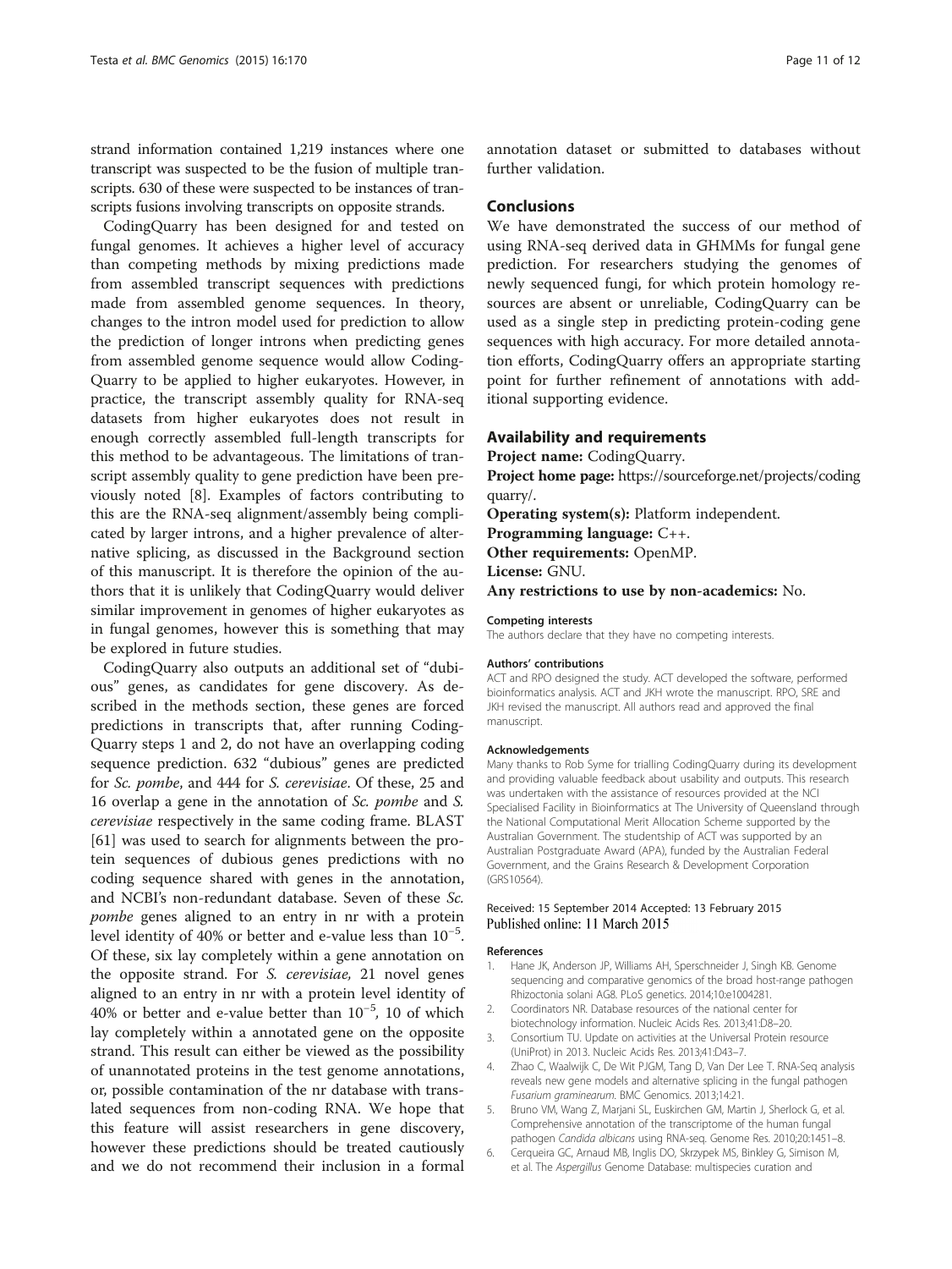strand information contained 1,219 instances where one transcript was suspected to be the fusion of multiple transcripts. 630 of these were suspected to be instances of transcripts fusions involving transcripts on opposite strands.

CodingQuarry has been designed for and tested on fungal genomes. It achieves a higher level of accuracy than competing methods by mixing predictions made from assembled transcript sequences with predictions made from assembled genome sequences. In theory, changes to the intron model used for prediction to allow the prediction of longer introns when predicting genes from assembled genome sequence would allow CodingQuarry to be applied to higher eukaryotes. However, in practice, the transcript assembly quality for RNA-seq datasets from higher eukaryotes does not result in enough correctly assembled full-length transcripts for this method to be advantageous. The limitations of transcript assembly quality to gene prediction have been previously noted [8]. Examples of factors contributing to this are the RNA-seq alignment/assembly being complicated by larger introns, and a higher prevalence of alternative splicing, as discussed in the Background section of this manuscript. It is therefore the opinion of the authors that it is unlikely that CodingQuarry would deliver similar improvement in genomes of higher eukaryotes as in fungal genomes, however this is something that may be explored in future studies.

CodingQuarry also outputs an additional set of "dubious" genes, as candidates for gene discovery. As described in the methods section, these genes are forced predictions in transcripts that, after running CodingQuarry steps 1 and 2, do not have an overlapping coding sequence prediction. 632 "dubious" genes are predicted for *Sc. pombe*, and 444 for *S. cerevisiae*. Of these, 25 and 16 overlap a gene in the annotation of *Sc. pombe* and *S. cerevisiae* respectively in the same coding frame. BLAST [61] was used to search for alignments between the protein sequences of dubious genes predictions with no coding sequence shared with genes in the annotation, and NCBI's non-redundant database. Seven of these *Sc. pombe* genes aligned to an entry in nr with a protein level identity of 40% or better and e-value less than $10^{-5}$. Of these, six lay completely within a gene annotation on the opposite strand. For *S. cerevisiae,* 21 novel genes aligned to an entry in nr with a protein level identity of 40% or better and e-value better than $10^{-5}$, 10 of which lay completely within a annotated gene on the opposite strand. This result can either be viewed as the possibility of unannotated proteins in the test genome annotations, or, possible contamination of the nr database with translated sequences from non-coding RNA. We hope that this feature will assist researchers in gene discovery, however these predictions should be treated cautiously and we do not recommend their inclusion in a formal annotation dataset or submitted to databases without further validation.

## Conclusions

We have demonstrated the success of our method of using RNA-seq derived data in GHMMs for fungal gene prediction. For researchers studying the genomes of newly sequenced fungi, for which protein homology resources are absent or unreliable, CodingQuarry can be used as a single step in predicting protein-coding gene sequences with high accuracy. For more detailed annotation efforts, CodingQuarry offers an appropriate starting point for further refinement of annotations with additional supporting evidence.

## Availability and requirements

**Project name:** CodingQuarry.

**Project home page:** https://sourceforge.net/projects/codingquarry/.

**Operating system(s):** Platform independent.

**Programming language:** C++.

**Other requirements:** OpenMP.

**License:** GNU.

**Any restrictions to use by non-academics:** No.

#### Competing interests

The authors declare that they have no competing interests.

#### Authors' contributions

ACT and RPO designed the study. ACT developed the software, performed bioinformatics analysis. ACT and JKH wrote the manuscript. RPO, SRE and JKH revised the manuscript. All authors read and approved the final manuscript.

#### Acknowledgements

Many thanks to Rob Syme for trialling CodingQuarry during its development and providing valuable feedback about usability and outputs. This research was undertaken with the assistance of resources provided at the NCI Specialised Facility in Bioinformatics at The University of Queensland through the National Computational Merit Allocation Scheme supported by the Australian Government. The studentship of ACT was supported by an Australian Postgraduate Award (APA), funded by the Australian Federal Government, and the Grains Research & Development Corporation (GRS10564).

Received: 15 September 2014 Accepted: 13 February 2015
Published online: 11 March 2015

#### References

1. Hane JK, Anderson JP, Williams AH, Sperschneider J, Singh KB. Genome sequencing and comparative genomics of the broad host-range pathogen Rhizoctonia solani AG8. PLoS genetics. 2014;10:e1004281.
2. Coordinators NR. Database resources of the national center for biotechnology information. Nucleic Acids Res. 2013;41:D8–20.
3. Consortium TU. Update on activities at the Universal Protein resource (UniProt) in 2013. Nucleic Acids Res. 2013;41:D43–7.
4. Zhao C, Waalwijk C, De Wit PJGM, Tang D, Van Der Lee T. RNA-Seq analysis reveals new gene models and alternative splicing in the fungal pathogen *Fusarium graminearum*. BMC Genomics. 2013;14:21.
5. Bruno VM, Wang Z, Marjani SL, Euskirchen GM, Martin J, Sherlock G, et al. Comprehensive annotation of the transcriptome of the human fungal pathogen *Candida albicans* using RNA-seq. Genome Res. 2010;20:1451–8.
6. Cerqueira GC, Arnaud MB, Inglis DO, Skrzypek MS, Binkley G, Simison M, et al. The *Aspergillus* Genome Database: multispecies curation and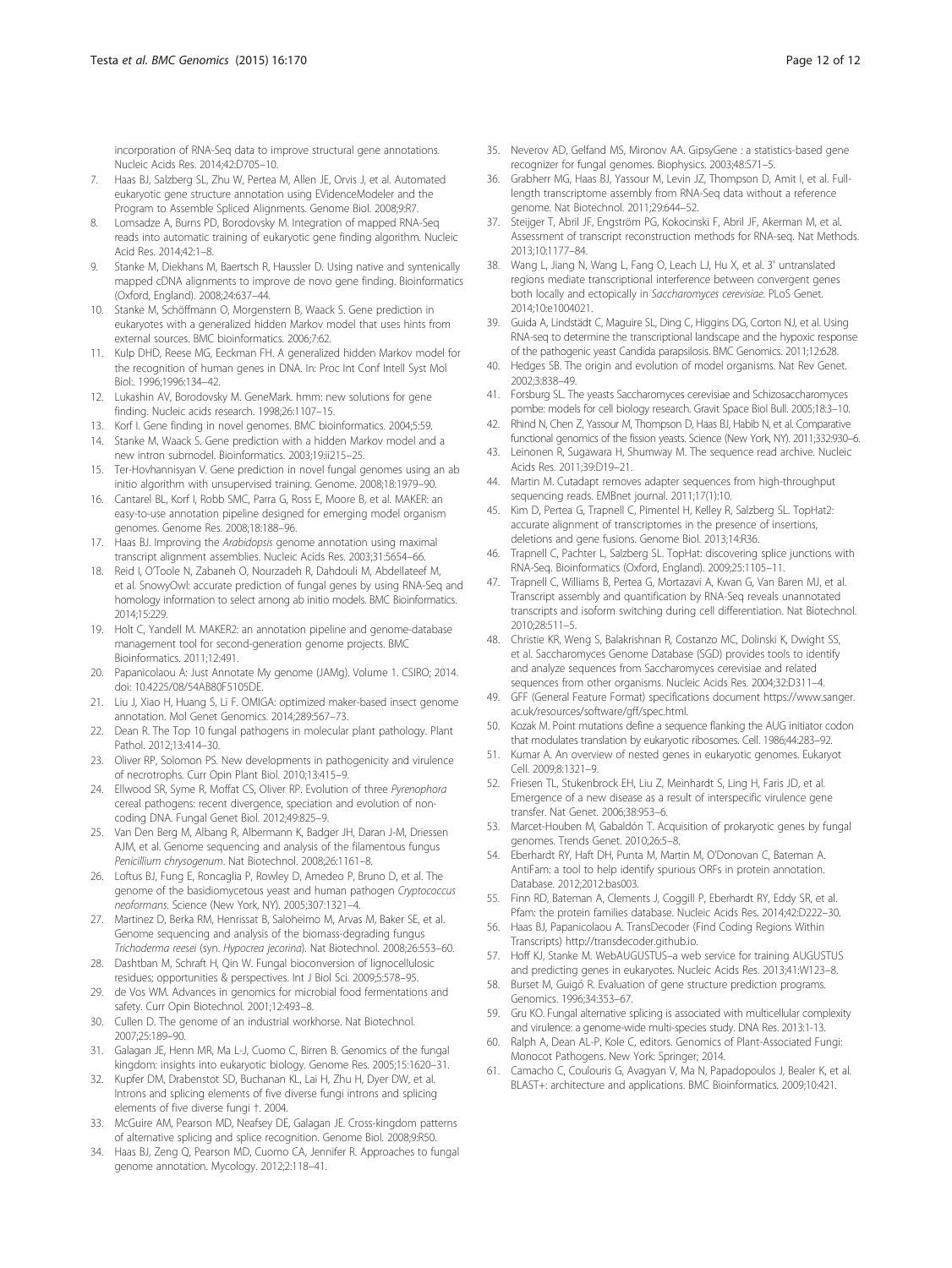incorporation of RNA-Seq data to improve structural gene annotations. Nucleic Acids Res. 2014;42:D705–10.

7. Haas BJ, Salzberg SL, Zhu W, Pertea M, Allen JE, Orvis J, et al. Automated eukaryotic gene structure annotation using EVidenceModeler and the Program to Assemble Spliced Alignments. Genome Biol. 2008;9:R7.
8. Lomsadze A, Burns PD, Borodovsky M. Integration of mapped RNA-Seq reads into automatic training of eukaryotic gene finding algorithm. Nucleic Acid Res. 2014;42:1–8.
9. Stanke M, Diekhans M, Baertsch R, Haussler D. Using native and syntenically mapped cDNA alignments to improve de novo gene finding. Bioinformatics (Oxford, England). 2008;24:637–44.
10. Stanke M, Schöffmann O, Morgenstern B, Waack S. Gene prediction in eukaryotes with a generalized hidden Markov model that uses hints from external sources. BMC bioinformatics. 2006;7:62.
11. Kulp DHD, Reese MG, Eeckman FH. A generalized hidden Markov model for the recognition of human genes in DNA. In: Proc Int Conf Intell Syst Mol Biol:. 1996;1996:134–42.
12. Lukashin AV, Borodovsky M. GeneMark. hmm: new solutions for gene finding. Nucleic acids research. 1998;26:1107–15.
13. Korf I. Gene finding in novel genomes. BMC bioinformatics. 2004;5:59.
14. Stanke M, Waack S. Gene prediction with a hidden Markov model and a new intron submodel. Bioinformatics. 2003;19:ii215–25.
15. Ter-Hovhannisyan V. Gene prediction in novel fungal genomes using an ab initio algorithm with unsupervised training. Genome. 2008;18:1979–90.
16. Cantarel BL, Korf I, Robb SMC, Parra G, Ross E, Moore B, et al. MAKER: an easy-to-use annotation pipeline designed for emerging model organism genomes. Genome Res. 2008;18:188–96.
17. Haas BJ. Improving the *Arabidopsis* genome annotation using maximal transcript alignment assemblies. Nucleic Acids Res. 2003;31:5654–66.
18. Reid I, O'Toole N, Zabaneh O, Nourzadeh R, Dahdouli M, Abdellateef M, et al. SnowyOwl: accurate prediction of fungal genes by using RNA-Seq and homology information to select among ab initio models. BMC Bioinformatics. 2014;15:229.
19. Holt C, Yandell M. MAKER2: an annotation pipeline and genome-database management tool for second-generation genome projects. BMC Bioinformatics. 2011;12:491.
20. Papanicolaou A: Just Annotate My genome (JAMg). Volume 1. CSIRO; 2014. doi: 10.4225/08/54AB80F5105DE.
21. Liu J, Xiao H, Huang S, Li F. OMIGA: optimized maker-based insect genome annotation. Mol Genet Genomics. 2014;289:567–73.
22. Dean R. The Top 10 fungal pathogens in molecular plant pathology. Plant Pathol. 2012;13:414–30.
23. Oliver RP, Solomon PS. New developments in pathogenicity and virulence of necrotrophs. Curr Opin Plant Biol. 2010;13:415–9.
24. Ellwood SR, Syme R, Moffat CS, Oliver RP. Evolution of three *Pyrenophora* cereal pathogens: recent divergence, speciation and evolution of non-coding DNA. Fungal Genet Biol. 2012;49:825–9.
25. Van Den Berg M, Albang R, Albermann K, Badger JH, Daran J-M, Driessen AJM, et al. Genome sequencing and analysis of the filamentous fungus *Penicillium chrysogenum*. Nat Biotechnol. 2008;26:1161–8.
26. Loftus BJ, Fung E, Roncaglia P, Rowley D, Amedeo P, Bruno D, et al. The genome of the basidiomycetous yeast and human pathogen *Cryptococcus neoformans*. Science (New York, NY). 2005;307:1321–4.
27. Martinez D, Berka RM, Henrissat B, Saloheimo M, Arvas M, Baker SE, et al. Genome sequencing and analysis of the biomass-degrading fungus *Trichoderma reesei* (syn. *Hypocrea jecorina*). Nat Biotechnol. 2008;26:553–60.
28. Dashtban M, Schraft H, Qin W. Fungal bioconversion of lignocellulosic residues; opportunities & perspectives. Int J Biol Sci. 2009;5:578–95.
29. de Vos WM. Advances in genomics for microbial food fermentations and safety. Curr Opin Biotechnol. 2001;12:493–8.
30. Cullen D. The genome of an industrial workhorse. Nat Biotechnol. 2007;25:189–90.
31. Galagan JE, Henn MR, Ma L-J, Cuomo C, Birren B. Genomics of the fungal kingdom: insights into eukaryotic biology. Genome Res. 2005;15:1620–31.
32. Kupfer DM, Drabenstot SD, Buchanan KL, Lai H, Zhu H, Dyer DW, et al. Introns and splicing elements of five diverse fungi introns and splicing elements of five diverse fungi †. 2004.
33. McGuire AM, Pearson MD, Neafsey DE, Galagan JE. Cross-kingdom patterns of alternative splicing and splice recognition. Genome Biol. 2008;9:R50.
34. Haas BJ, Zeng Q, Pearson MD, Cuomo CA, Jennifer R. Approaches to fungal genome annotation. Mycology. 2012;2:118–41.
35. Neverov AD, Gelfand MS, Mironov AA. GipsyGene : a statistics-based gene recognizer for fungal genomes. Biophysics. 2003;48:S71–5.
36. Grabherr MG, Haas BJ, Yassour M, Levin JZ, Thompson D, Amit I, et al. Full-length transcriptome assembly from RNA-Seq data without a reference genome. Nat Biotechnol. 2011;29:644–52.
37. Steijger T, Abril JF, Engström PG, Kokocinski F, Abril JF, Akerman M, et al. Assessment of transcript reconstruction methods for RNA-seq. Nat Methods. 2013;10:1177–84.
38. Wang L, Jiang N, Wang L, Fang O, Leach LJ, Hu X, et al. 3' untranslated regions mediate transcriptional interference between convergent genes both locally and ectopically in *Saccharomyces cerevisiae*. PLoS Genet. 2014;10:e1004021.
39. Guida A, Lindstädt C, Maguire SL, Ding C, Higgins DG, Corton NJ, et al. Using RNA-seq to determine the transcriptional landscape and the hypoxic response of the pathogenic yeast Candida parapsilosis. BMC Genomics. 2011;12:628.
40. Hedges SB. The origin and evolution of model organisms. Nat Rev Genet. 2002;3:838–49.
41. Forsburg SL. The yeasts Saccharomyces cerevisiae and Schizosaccharomyces pombe: models for cell biology research. Gravit Space Biol Bull. 2005;18:3–10.
42. Rhind N, Chen Z, Yassour M, Thompson D, Haas BJ, Habib N, et al. Comparative functional genomics of the fission yeasts. Science (New York, NY). 2011;332:930–6.
43. Leinonen R, Sugawara H, Shumway M. The sequence read archive. Nucleic Acids Res. 2011;39:D19–21.
44. Martin M. Cutadapt removes adapter sequences from high-throughput sequencing reads. EMBnet journal. 2011;17(1):10.
45. Kim D, Pertea G, Trapnell C, Pimentel H, Kelley R, Salzberg SL. TopHat2: accurate alignment of transcriptomes in the presence of insertions, deletions and gene fusions. Genome Biol. 2013;14:R36.
46. Trapnell C, Pachter L, Salzberg SL. TopHat: discovering splice junctions with RNA-Seq. Bioinformatics (Oxford, England). 2009;25:1105–11.
47. Trapnell C, Williams B, Pertea G, Mortazavi A, Kwan G, Van Baren MJ, et al. Transcript assembly and quantification by RNA-Seq reveals unannotated transcripts and isoform switching during cell differentiation. Nat Biotechnol. 2010;28:511–5.
48. Christie KR, Weng S, Balakrishnan R, Costanzo MC, Dolinski K, Dwight SS, et al. Saccharomyces Genome Database (SGD) provides tools to identify and analyze sequences from Saccharomyces cerevisiae and related sequences from other organisms. Nucleic Acids Res. 2004;32:D311–4.
49. GFF (General Feature Format) specifications document https://www.sanger.ac.uk/resources/software/gff/spec.html.
50. Kozak M. Point mutations define a sequence flanking the AUG initiator codon that modulates translation by eukaryotic ribosomes. Cell. 1986;44:283–92.
51. Kumar A. An overview of nested genes in eukaryotic genomes. Eukaryot Cell. 2009;8:1321–9.
52. Friesen TL, Stukenbrock EH, Liu Z, Meinhardt S, Ling H, Faris JD, et al. Emergence of a new disease as a result of interspecific virulence gene transfer. Nat Genet. 2006;38:953–6.
53. Marcet-Houben M, Gabaldón T. Acquisition of prokaryotic genes by fungal genomes. Trends Genet. 2010;26:5–8.
54. Eberhardt RY, Haft DH, Punta M, Martin M, O'Donovan C, Bateman A. AntiFam: a tool to help identify spurious ORFs in protein annotation. Database. 2012;2012:bas003.
55. Finn RD, Bateman A, Clements J, Coggill P, Eberhardt RY, Eddy SR, et al. Pfam: the protein families database. Nucleic Acids Res. 2014;42:D222–30.
56. Haas BJ, Papanicolaou A. TransDecoder (Find Coding Regions Within Transcripts) http://transdecoder.github.io.
57. Hoff KJ, Stanke M. WebAUGUSTUS–a web service for training AUGUSTUS and predicting genes in eukaryotes. Nucleic Acids Res. 2013;41:W123–8.
58. Burset M, Guigó R. Evaluation of gene structure prediction programs. Genomics. 1996;34:353–67.
59. Gru KO. Fungal alternative splicing is associated with multicellular complexity and virulence: a genome-wide multi-species study. DNA Res. 2013:1-13.
60. Ralph A, Dean AL-P, Kole C, editors. Genomics of Plant-Associated Fungi: Monocot Pathogens. New York: Springer; 2014.
61. Camacho C, Coulouris G, Avagyan V, Ma N, Papadopoulos J, Bealer K, et al. BLAST+: architecture and applications. BMC Bioinformatics. 2009;10:421.